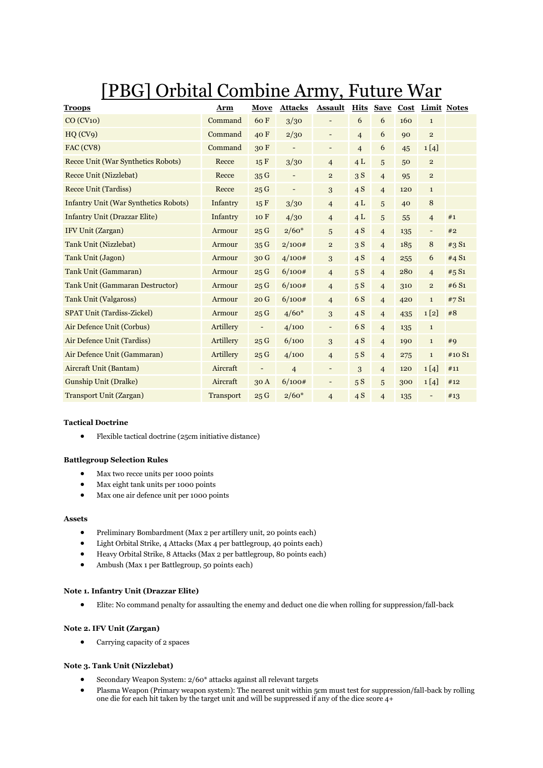# [PBG] Orbital Combine Army, Future War

| Troops | Arm | Move | Attacks | Assault | Hits | Save | Cost | Limit | Notes |
|---|---|---|---|---|---|---|---|---|---|
| CO (CV10) | Command | 60 F | 3/30 | - | 6 | 6 | 160 | 1 | |
| HQ (CV9) | Command | 40 F | 2/30 | - | 4 | 6 | 90 | 2 | |
| FAC (CV8) | Command | 30 F | - | - | 4 | 6 | 45 | 1 [4] | |
| Recce Unit (War Synthetics Robots) | Recce | 15 F | 3/30 | 4 | 4 L | 5 | 50 | 2 | |
| Recce Unit (Nizzlebat) | Recce | 35 G | - | 2 | 3 S | 4 | 95 | 2 | |
| Recce Unit (Tardiss) | Recce | 25 G | - | 3 | 4 S | 4 | 120 | 1 | |
| Infantry Unit (War Synthetics Robots) | Infantry | 15 F | 3/30 | 4 | 4 L | 5 | 40 | 8 | |
| Infantry Unit (Drazzar Elite) | Infantry | 10 F | 4/30 | 4 | 4 L | 5 | 55 | 4 | #1 |
| IFV Unit (Zargan) | Armour | 25 G | 2/60* | 5 | 4 S | 4 | 135 | - | #2 |
| Tank Unit (Nizzlebat) | Armour | 35 G | 2/100# | 2 | 3 S | 4 | 185 | 8 | #3 S1 |
| Tank Unit (Jagon) | Armour | 30 G | 4/100# | 3 | 4 S | 4 | 255 | 6 | #4 S1 |
| Tank Unit (Gammaran) | Armour | 25 G | 6/100# | 4 | 5 S | 4 | 280 | 4 | #5 S1 |
| Tank Unit (Gammaran Destructor) | Armour | 25 G | 6/100# | 4 | 5 S | 4 | 310 | 2 | #6 S1 |
| Tank Unit (Valgaross) | Armour | 20 G | 6/100# | 4 | 6 S | 4 | 420 | 1 | #7 S1 |
| SPAT Unit (Tardiss-Zickel) | Armour | 25 G | 4/60* | 3 | 4 S | 4 | 435 | 1 [2] | #8 |
| Air Defence Unit (Corbus) | Artillery | - | 4/100 | - | 6 S | 4 | 135 | 1 | |
| Air Defence Unit (Tardiss) | Artillery | 25 G | 6/100 | 3 | 4 S | 4 | 190 | 1 | #9 |
| Air Defence Unit (Gammaran) | Artillery | 25 G | 4/100 | 4 | 5 S | 4 | 275 | 1 | #10 S1 |
| Aircraft Unit (Bantam) | Aircraft | - | 4 | - | 3 | 4 | 120 | 1 [4] | #11 |
| Gunship Unit (Dralke) | Aircraft | 30 A | 6/100# | - | 5 S | 5 | 300 | 1 [4] | #12 |
| Transport Unit (Zargan) | Transport | 25 G | 2/60* | 4 | 4 S | 4 | 135 | - | #13 |

**Tactical Doctrine**

- Flexible tactical doctrine (25cm initiative distance)

**Battlegroup Selection Rules**

- Max two recce units per 1000 points
- Max eight tank units per 1000 points
- Max one air defence unit per 1000 points

**Assets**

- Preliminary Bombardment (Max 2 per artillery unit, 20 points each)
- Light Orbital Strike, 4 Attacks (Max 4 per battlegroup, 40 points each)
- Heavy Orbital Strike, 8 Attacks (Max 2 per battlegroup, 80 points each)
- Ambush (Max 1 per Battlegroup, 50 points each)

**Note 1. Infantry Unit (Drazzar Elite)**

- Elite: No command penalty for assaulting the enemy and deduct one die when rolling for suppression/fall-back

**Note 2. IFV Unit (Zargan)**

- Carrying capacity of 2 spaces

**Note 3. Tank Unit (Nizzlebat)**

- Secondary Weapon System: 2/60* attacks against all relevant targets
- Plasma Weapon (Primary weapon system): The nearest unit within 5cm must test for suppression/fall-back by rolling one die for each hit taken by the target unit and will be suppressed if any of the dice score 4+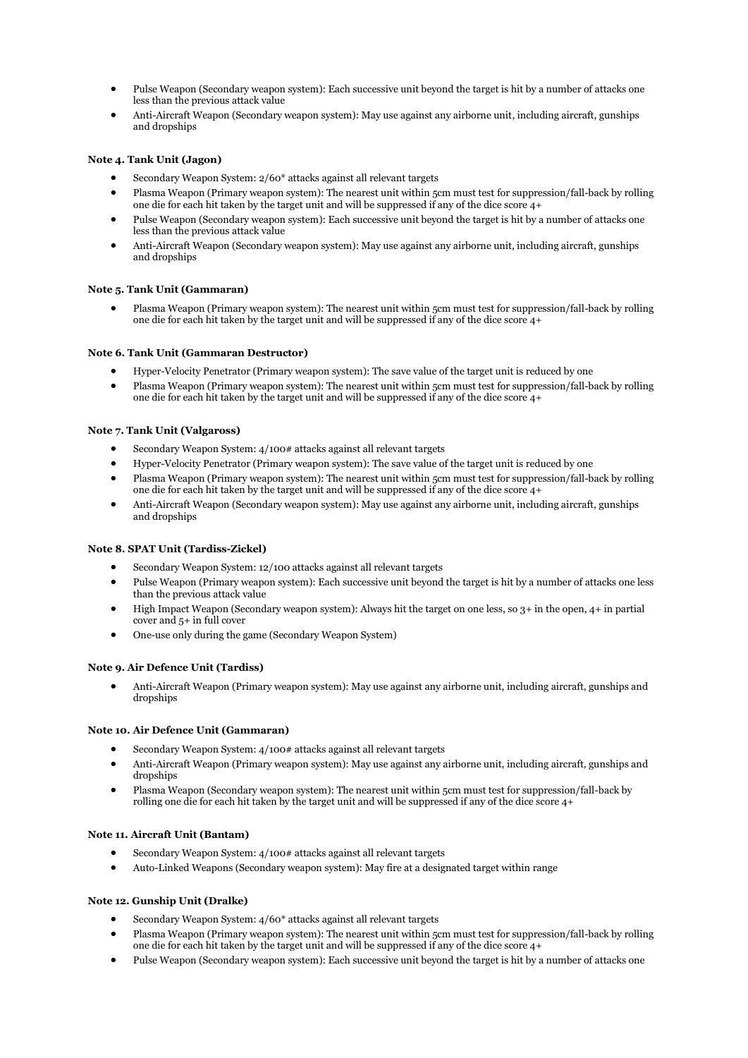- Pulse Weapon (Secondary weapon system): Each successive unit beyond the target is hit by a number of attacks one less than the previous attack value
- Anti-Aircraft Weapon (Secondary weapon system): May use against any airborne unit, including aircraft, gunships and dropships

**Note 4. Tank Unit (Jagon)**

- Secondary Weapon System: 2/60* attacks against all relevant targets
- Plasma Weapon (Primary weapon system): The nearest unit within 5cm must test for suppression/fall-back by rolling one die for each hit taken by the target unit and will be suppressed if any of the dice score 4+
- Pulse Weapon (Secondary weapon system): Each successive unit beyond the target is hit by a number of attacks one less than the previous attack value
- Anti-Aircraft Weapon (Secondary weapon system): May use against any airborne unit, including aircraft, gunships and dropships

**Note 5. Tank Unit (Gammaran)**

- Plasma Weapon (Primary weapon system): The nearest unit within 5cm must test for suppression/fall-back by rolling one die for each hit taken by the target unit and will be suppressed if any of the dice score 4+

**Note 6. Tank Unit (Gammaran Destructor)**

- Hyper-Velocity Penetrator (Primary weapon system): The save value of the target unit is reduced by one
- Plasma Weapon (Primary weapon system): The nearest unit within 5cm must test for suppression/fall-back by rolling one die for each hit taken by the target unit and will be suppressed if any of the dice score 4+

**Note 7. Tank Unit (Valgaross)**

- Secondary Weapon System: 4/100# attacks against all relevant targets
- Hyper-Velocity Penetrator (Primary weapon system): The save value of the target unit is reduced by one
- Plasma Weapon (Primary weapon system): The nearest unit within 5cm must test for suppression/fall-back by rolling one die for each hit taken by the target unit and will be suppressed if any of the dice score 4+
- Anti-Aircraft Weapon (Secondary weapon system): May use against any airborne unit, including aircraft, gunships and dropships

**Note 8. SPAT Unit (Tardiss-Zickel)**

- Secondary Weapon System: 12/100 attacks against all relevant targets
- Pulse Weapon (Primary weapon system): Each successive unit beyond the target is hit by a number of attacks one less than the previous attack value
- High Impact Weapon (Secondary weapon system): Always hit the target on one less, so 3+ in the open, 4+ in partial cover and 5+ in full cover
- One-use only during the game (Secondary Weapon System)

**Note 9. Air Defence Unit (Tardiss)**

- Anti-Aircraft Weapon (Primary weapon system): May use against any airborne unit, including aircraft, gunships and dropships

**Note 10. Air Defence Unit (Gammaran)**

- Secondary Weapon System: 4/100# attacks against all relevant targets
- Anti-Aircraft Weapon (Primary weapon system): May use against any airborne unit, including aircraft, gunships and dropships
- Plasma Weapon (Secondary weapon system): The nearest unit within 5cm must test for suppression/fall-back by rolling one die for each hit taken by the target unit and will be suppressed if any of the dice score 4+

**Note 11. Aircraft Unit (Bantam)**

- Secondary Weapon System: 4/100# attacks against all relevant targets
- Auto-Linked Weapons (Secondary weapon system): May fire at a designated target within range

**Note 12. Gunship Unit (Dralke)**

- Secondary Weapon System: 4/60* attacks against all relevant targets
- Plasma Weapon (Primary weapon system): The nearest unit within 5cm must test for suppression/fall-back by rolling one die for each hit taken by the target unit and will be suppressed if any of the dice score 4+
- Pulse Weapon (Secondary weapon system): Each successive unit beyond the target is hit by a number of attacks one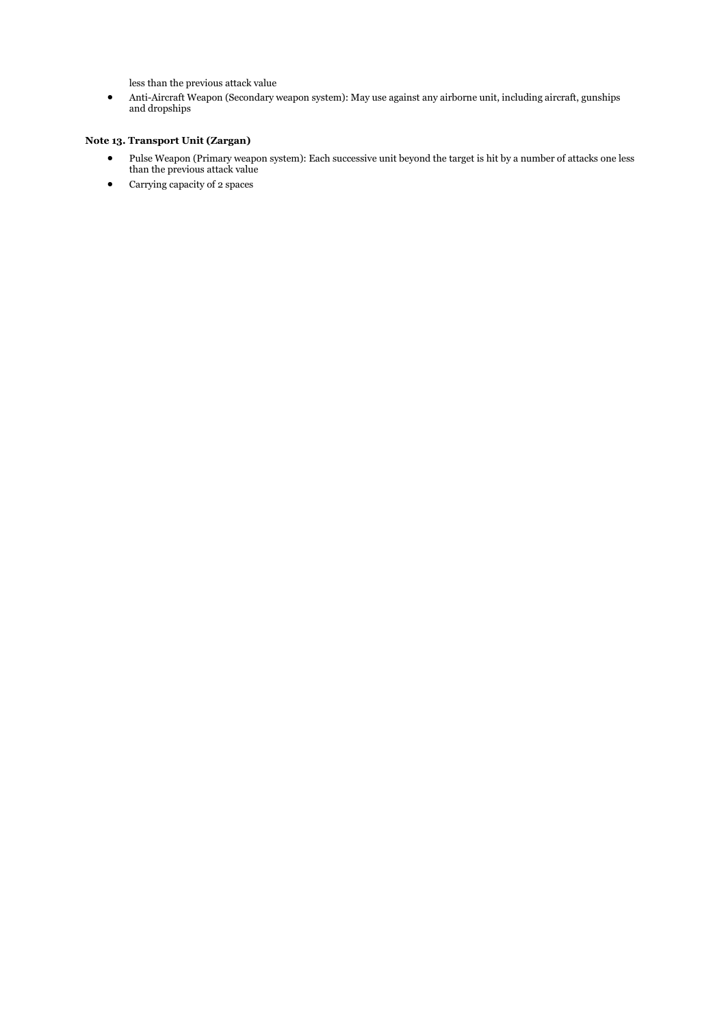less than the previous attack value

- Anti-Aircraft Weapon (Secondary weapon system): May use against any airborne unit, including aircraft, gunships and dropships

**Note 13. Transport Unit (Zargan)**

- Pulse Weapon (Primary weapon system): Each successive unit beyond the target is hit by a number of attacks one less than the previous attack value
- Carrying capacity of 2 spaces